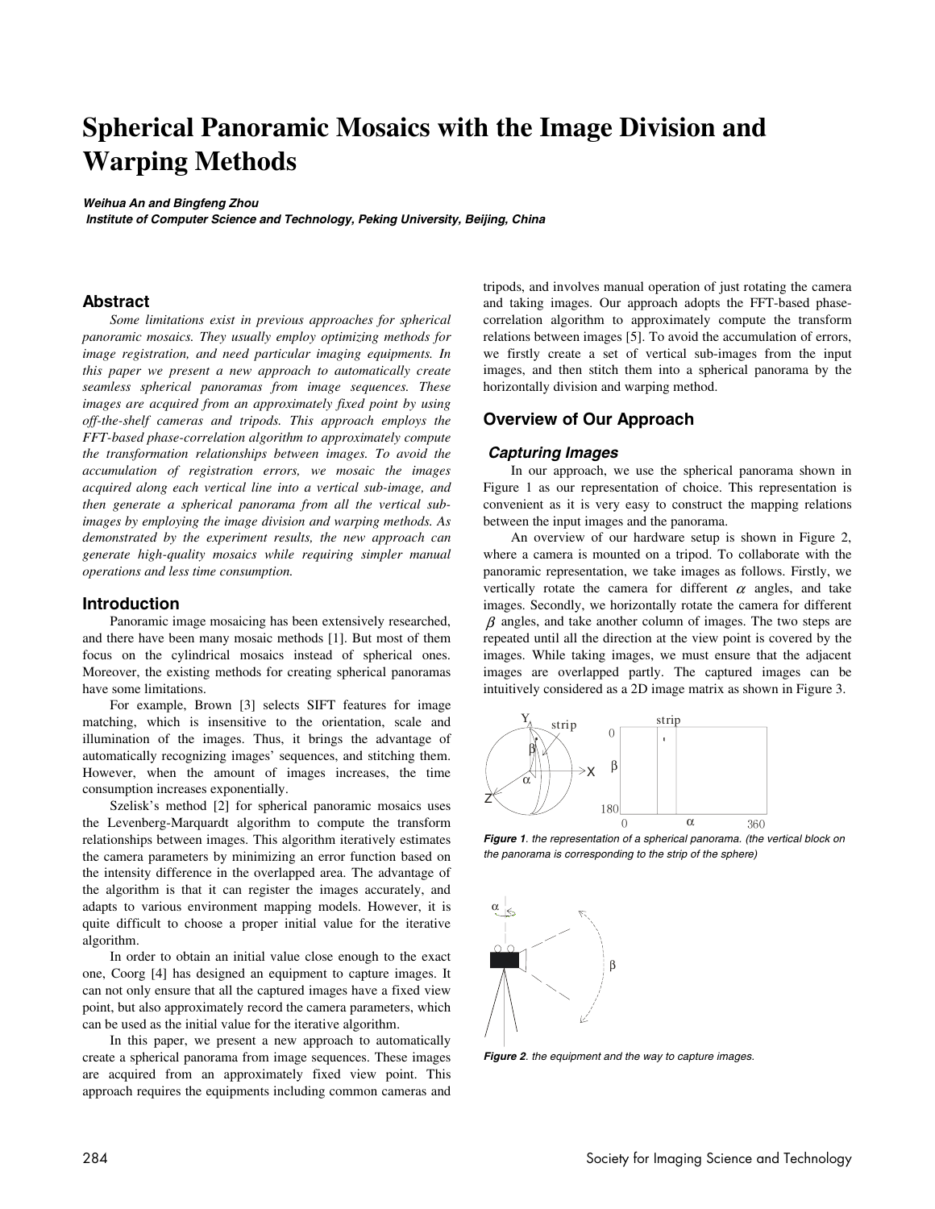# Spherical Panoramic Mosaics with the Image Division and Warping Methods

***Weihua An and Bingfeng Zhou***

***Institute of Computer Science and Technology, Peking University, Beijing, China***

## Abstract

*Some limitations exist in previous approaches for spherical panoramic mosaics. They usually employ optimizing methods for image registration, and need particular imaging equipments. In this paper we present a new approach to automatically create seamless spherical panoramas from image sequences. These images are acquired from an approximately fixed point by using off-the-shelf cameras and tripods. This approach employs the FFT-based phase-correlation algorithm to approximately compute the transformation relationships between images. To avoid the accumulation of registration errors, we mosaic the images acquired along each vertical line into a vertical sub-image, and then generate a spherical panorama from all the vertical sub-images by employing the image division and warping methods. As demonstrated by the experiment results, the new approach can generate high-quality mosaics while requiring simpler manual operations and less time consumption.*

## Introduction

Panoramic image mosaicing has been extensively researched, and there have been many mosaic methods [1]. But most of them focus on the cylindrical mosaics instead of spherical ones. Moreover, the existing methods for creating spherical panoramas have some limitations.

For example, Brown [3] selects SIFT features for image matching, which is insensitive to the orientation, scale and illumination of the images. Thus, it brings the advantage of automatically recognizing images' sequences, and stitching them. However, when the amount of images increases, the time consumption increases exponentially.

Szelisk's method [2] for spherical panoramic mosaics uses the Levenberg-Marquardt algorithm to compute the transform relationships between images. This algorithm iteratively estimates the camera parameters by minimizing an error function based on the intensity difference in the overlapped area. The advantage of the algorithm is that it can register the images accurately, and adapts to various environment mapping models. However, it is quite difficult to choose a proper initial value for the iterative algorithm.

In order to obtain an initial value close enough to the exact one, Coorg [4] has designed an equipment to capture images. It can not only ensure that all the captured images have a fixed view point, but also approximately record the camera parameters, which can be used as the initial value for the iterative algorithm.

In this paper, we present a new approach to automatically create a spherical panorama from image sequences. These images are acquired from an approximately fixed view point. This approach requires the equipments including common cameras and tripods, and involves manual operation of just rotating the camera and taking images. Our approach adopts the FFT-based phase-correlation algorithm to approximately compute the transform relations between images [5]. To avoid the accumulation of errors, we firstly create a set of vertical sub-images from the input images, and then stitch them into a spherical panorama by the horizontally division and warping method.

## Overview of Our Approach

### *Capturing Images*

In our approach, we use the spherical panorama shown in Figure 1 as our representation of choice. This representation is convenient as it is very easy to construct the mapping relations between the input images and the panorama.

An overview of our hardware setup is shown in Figure 2, where a camera is mounted on a tripod. To collaborate with the panoramic representation, we take images as follows. Firstly, we vertically rotate the camera for different $\alpha$ angles, and take images. Secondly, we horizontally rotate the camera for different $\beta$ angles, and take another column of images. The two steps are repeated until all the direction at the view point is covered by the images. While taking images, we must ensure that the adjacent images are overlapped partly. The captured images can be intuitively considered as a 2D image matrix as shown in Figure 3.

***Figure 1**. the representation of a spherical panorama. (the vertical block on the panorama is corresponding to the strip of the sphere)*

***Figure 2**. the equipment and the way to capture images.*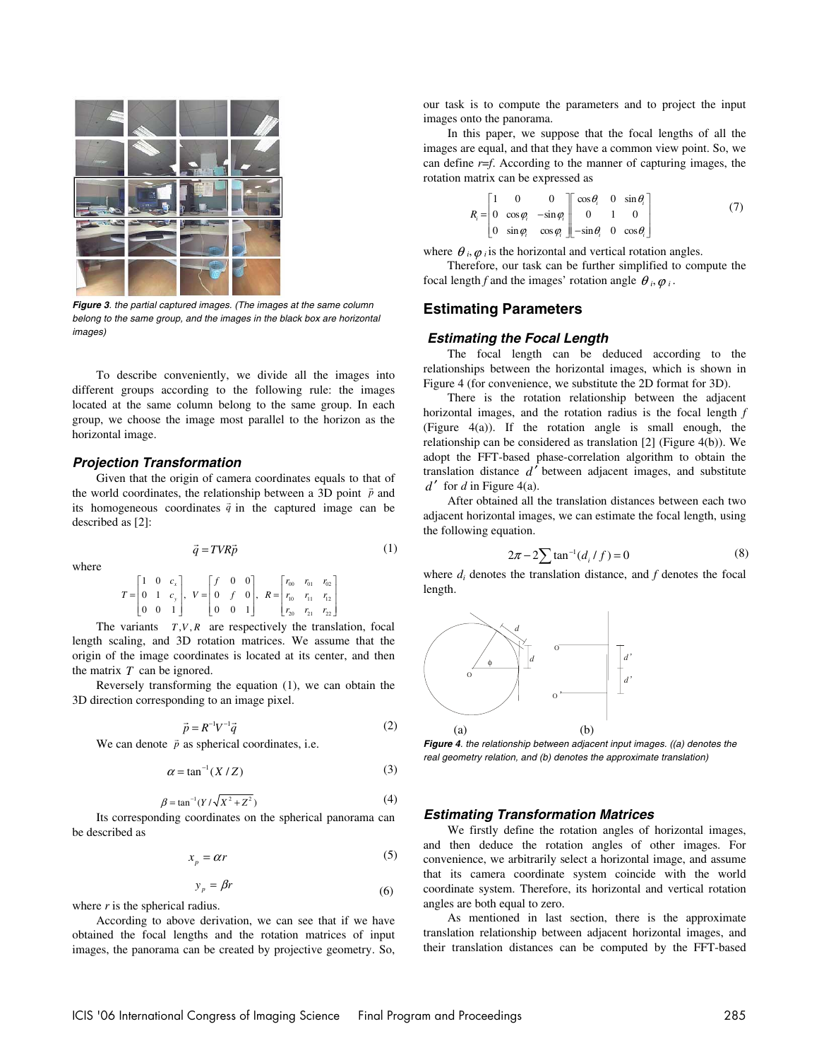*Figure 3. the partial captured images. (The images at the same column belong to the same group, and the images in the black box are horizontal images)*

To describe conveniently, we divide all the images into different groups according to the following rule: the images located at the same column belong to the same group. In each group, we choose the image most parallel to the horizon as the horizontal image.

### Projection Transformation

Given that the origin of camera coordinates equals to that of the world coordinates, the relationship between a 3D point $\vec{p}$ and its homogeneous coordinates $\vec{q}$ in the captured image can be described as [2]:

$$\vec{q} = TVR\vec{p} \tag{1}$$

where

$$T = \begin{bmatrix} 1 & 0 & c_x \\ 0 & 1 & c_y \\ 0 & 0 & 1 \end{bmatrix},\ V = \begin{bmatrix} f & 0 & 0 \\ 0 & f & 0 \\ 0 & 0 & 1 \end{bmatrix},\ R = \begin{bmatrix} r_{00} & r_{01} & r_{02} \\ r_{10} & r_{11} & r_{12} \\ r_{20} & r_{21} & r_{22} \end{bmatrix}$$

The variants $T, V, R$ are respectively the translation, focal length scaling, and 3D rotation matrices. We assume that the origin of the image coordinates is located at its center, and then the matrix $T$ can be ignored.

Reversely transforming the equation (1), we can obtain the 3D direction corresponding to an image pixel.

$$\vec{p} = R^{-1}V^{-1}\vec{q} \tag{2}$$

We can denote $\vec{p}$ as spherical coordinates, i.e.

$$\alpha = \tan^{-1}(X/Z) \tag{3}$$

$$\beta = \tan^{-1}(Y/\sqrt{X^2 + Z^2}) \tag{4}$$

Its corresponding coordinates on the spherical panorama can be described as

$$x_p = \alpha r \tag{5}$$

$$y_p = \beta r \tag{6}$$

where $r$ is the spherical radius.

According to above derivation, we can see that if we have obtained the focal lengths and the rotation matrices of input images, the panorama can be created by projective geometry. So, our task is to compute the parameters and to project the input images onto the panorama.

In this paper, we suppose that the focal lengths of all the images are equal, and that they have a common view point. So, we can define $r=f$. According to the manner of capturing images, the rotation matrix can be expressed as

$$R_i = \begin{bmatrix} 1 & 0 & 0 \\ 0 & \cos\varphi_i & -\sin\varphi_i \\ 0 & \sin\varphi_i & \cos\varphi_i \end{bmatrix} \begin{bmatrix} \cos\theta_i & 0 & \sin\theta_i \\ 0 & 1 & 0 \\ -\sin\theta_i & 0 & \cos\theta_i \end{bmatrix} \tag{7}$$

where $\theta_i, \varphi_i$ is the horizontal and vertical rotation angles.

Therefore, our task can be further simplified to compute the focal length $f$ and the images' rotation angle $\theta_i, \varphi_i$.

## Estimating Parameters

### Estimating the Focal Length

The focal length can be deduced according to the relationships between the horizontal images, which is shown in Figure 4 (for convenience, we substitute the 2D format for 3D).

There is the rotation relationship between the adjacent horizontal images, and the rotation radius is the focal length $f$ (Figure 4(a)). If the rotation angle is small enough, the relationship can be considered as translation [2] (Figure 4(b)). We adopt the FFT-based phase-correlation algorithm to obtain the translation distance $d'$ between adjacent images, and substitute $d'$ for $d$ in Figure 4(a).

After obtained all the translation distances between each two adjacent horizontal images, we can estimate the focal length, using the following equation.

$$2\pi - 2\sum \tan^{-1}(d_i / f) = 0 \tag{8}$$

where $d_i$ denotes the translation distance, and $f$ denotes the focal length.

*Figure 4. the relationship between adjacent input images. ((a) denotes the real geometry relation, and (b) denotes the approximate translation)*

### Estimating Transformation Matrices

We firstly define the rotation angles of horizontal images, and then deduce the rotation angles of other images. For convenience, we arbitrarily select a horizontal image, and assume that its camera coordinate system coincide with the world coordinate system. Therefore, its horizontal and vertical rotation angles are both equal to zero.

As mentioned in last section, there is the approximate translation relationship between adjacent horizontal images, and their translation distances can be computed by the FFT-based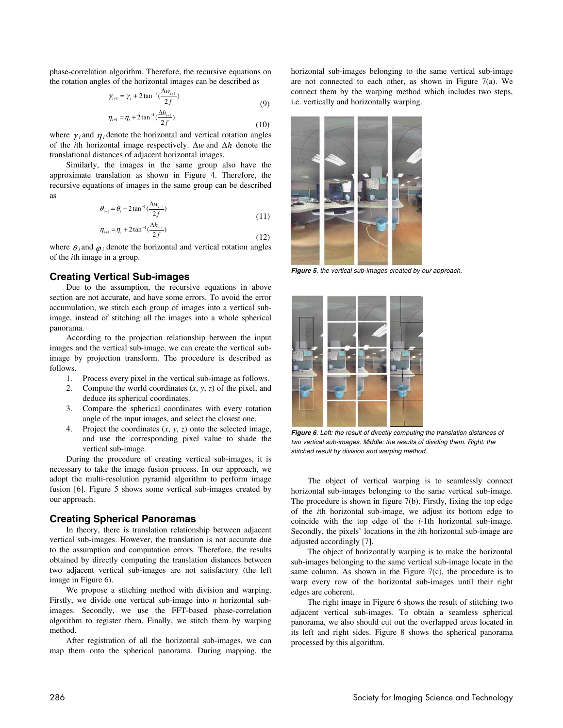phase-correlation algorithm. Therefore, the recursive equations on the rotation angles of the horizontal images can be described as

$$\gamma_{i+1} = \gamma_i + 2\tan^{-1}(\frac{\Delta w_{i+1}}{2f}) \tag{9}$$

$$\eta_{i+1} = \eta_i + 2\tan^{-1}(\frac{\Delta h_{i+1}}{2f}) \tag{10}$$

where $\gamma_i$ and $\eta_i$ denote the horizontal and vertical rotation angles of the $i$th horizontal image respectively. $\Delta w$ and $\Delta h$ denote the translational distances of adjacent horizontal images.

Similarly, the images in the same group also have the approximate translation as shown in Figure 4. Therefore, the recursive equations of images in the same group can be described as

$$\theta_{i+1} = \theta_i + 2\tan^{-1}(\frac{\Delta w_{i+1}}{2f}) \tag{11}$$

$$\eta_{i+1} = \eta_i + 2\tan^{-1}(\frac{\Delta h_{i+1}}{2f}) \tag{12}$$

where $\theta_i$ and $\varphi_i$ denote the horizontal and vertical rotation angles of the $i$th image in a group.

## Creating Vertical Sub-images

Due to the assumption, the recursive equations in above section are not accurate, and have some errors. To avoid the error accumulation, we stitch each group of images into a vertical sub-image, instead of stitching all the images into a whole spherical panorama.

According to the projection relationship between the input images and the vertical sub-image, we can create the vertical sub-image by projection transform. The procedure is described as follows.

1. Process every pixel in the vertical sub-image as follows.
2. Compute the world coordinates ($x$, $y$, $z$) of the pixel, and deduce its spherical coordinates.
3. Compare the spherical coordinates with every rotation angle of the input images, and select the closest one.
4. Project the coordinates ($x$, $y$, $z$) onto the selected image, and use the corresponding pixel value to shade the vertical sub-image.

During the procedure of creating vertical sub-images, it is necessary to take the image fusion process. In our approach, we adopt the multi-resolution pyramid algorithm to perform image fusion [6]. Figure 5 shows some vertical sub-images created by our approach.

## Creating Spherical Panoramas

In theory, there is translation relationship between adjacent vertical sub-images. However, the translation is not accurate due to the assumption and computation errors. Therefore, the results obtained by directly computing the translation distances between two adjacent vertical sub-images are not satisfactory (the left image in Figure 6).

We propose a stitching method with division and warping. Firstly, we divide one vertical sub-image into $n$ horizontal sub-images. Secondly, we use the FFT-based phase-correlation algorithm to register them. Finally, we stitch them by warping method.

After registration of all the horizontal sub-images, we can map them onto the spherical panorama. During mapping, the horizontal sub-images belonging to the same vertical sub-image are not connected to each other, as shown in Figure 7(a). We connect them by the warping method which includes two steps, i.e. vertically and horizontally warping.

***Figure 5**. the vertical sub-images created by our approach.*

***Figure 6**. Left: the result of directly computing the translation distances of two vertical sub-images. Middle: the results of dividing them. Right: the stitched result by division and warping method.*

The object of vertical warping is to seamlessly connect horizontal sub-images belonging to the same vertical sub-image. The procedure is shown in figure 7(b). Firstly, fixing the top edge of the $i$th horizontal sub-image, we adjust its bottom edge to coincide with the top edge of the $i$-1th horizontal sub-image. Secondly, the pixels' locations in the $i$th horizontal sub-image are adjusted accordingly [7].

The object of horizontally warping is to make the horizontal sub-images belonging to the same vertical sub-image locate in the same column. As shown in the Figure 7(c), the procedure is to warp every row of the horizontal sub-images until their right edges are coherent.

The right image in Figure 6 shows the result of stitching two adjacent vertical sub-images. To obtain a seamless spherical panorama, we also should cut out the overlapped areas located in its left and right sides. Figure 8 shows the spherical panorama processed by this algorithm.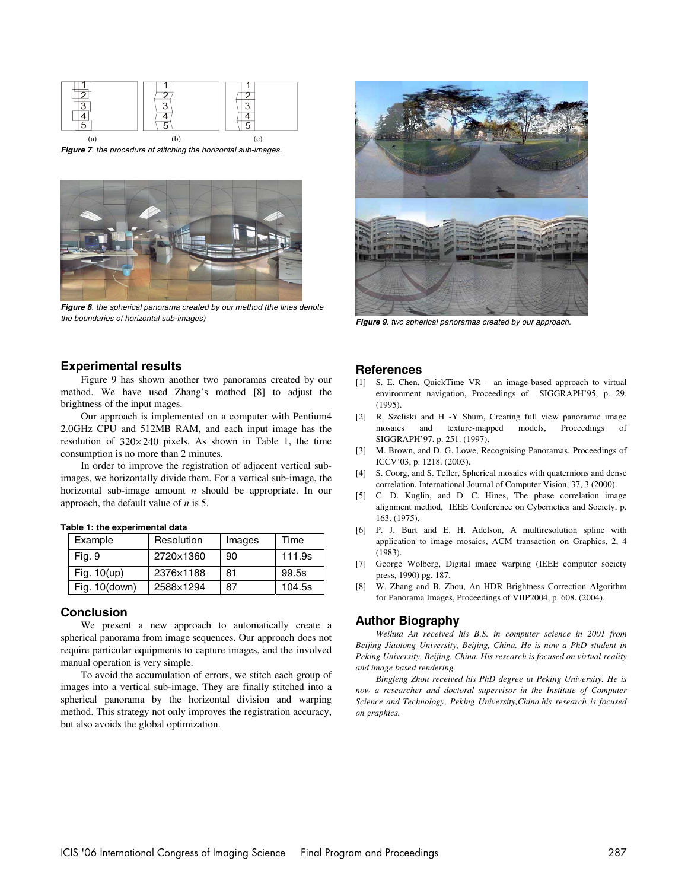(a) (b) (c)

***Figure 7**. the procedure of stitching the horizontal sub-images.*

***Figure 8**. the spherical panorama created by our method (the lines denote the boundaries of horizontal sub-images)*

***Figure 9**. two spherical panoramas created by our approach.*

## Experimental results

Figure 9 has shown another two panoramas created by our method. We have used Zhang's method [8] to adjust the brightness of the input mages.

Our approach is implemented on a computer with Pentium4 2.0GHz CPU and 512MB RAM, and each input image has the resolution of $320\times240$ pixels. As shown in Table 1, the time consumption is no more than 2 minutes.

In order to improve the registration of adjacent vertical sub-images, we horizontally divide them. For a vertical sub-image, the horizontal sub-image amount *n* should be appropriate. In our approach, the default value of *n* is 5.

**Table 1: the experimental data**

| Example | Resolution | Images | Time |
|---|---|---|---|
| Fig. 9 | 2720×1360 | 90 | 111.9s |
| Fig. 10(up) | 2376×1188 | 81 | 99.5s |
| Fig. 10(down) | 2588×1294 | 87 | 104.5s |

## Conclusion

We present a new approach to automatically create a spherical panorama from image sequences. Our approach does not require particular equipments to capture images, and the involved manual operation is very simple.

To avoid the accumulation of errors, we stitch each group of images into a vertical sub-image. They are finally stitched into a spherical panorama by the horizontal division and warping method. This strategy not only improves the registration accuracy, but also avoids the global optimization.

## References

[1] S. E. Chen, QuickTime VR —an image-based approach to virtual environment navigation, Proceedings of SIGGRAPH'95, p. 29. (1995).

[2] R. Szeliski and H -Y Shum, Creating full view panoramic image mosaics and texture-mapped models, Proceedings of SIGGRAPH'97, p. 251. (1997).

[3] M. Brown, and D. G. Lowe, Recognising Panoramas, Proceedings of ICCV'03, p. 1218. (2003).

[4] S. Coorg, and S. Teller, Spherical mosaics with quaternions and dense correlation, International Journal of Computer Vision, 37, 3 (2000).

[5] C. D. Kuglin, and D. C. Hines, The phase correlation image alignment method, IEEE Conference on Cybernetics and Society, p. 163. (1975).

[6] P. J. Burt and E. H. Adelson, A multiresolution spline with application to image mosaics, ACM transaction on Graphics, 2, 4 (1983).

[7] George Wolberg, Digital image warping (IEEE computer society press, 1990) pg. 187.

[8] W. Zhang and B. Zhou, An HDR Brightness Correction Algorithm for Panorama Images, Proceedings of VIIP2004, p. 608. (2004).

## Author Biography

*Weihua An received his B.S. in computer science in 2001 from Beijing Jiaotong University, Beijing, China. He is now a PhD student in Peking University, Beijing, China. His research is focused on virtual reality and image based rendering.*

*Bingfeng Zhou received his PhD degree in Peking University. He is now a researcher and doctoral supervisor in the Institute of Computer Science and Technology, Peking University,China.his research is focused on graphics.*